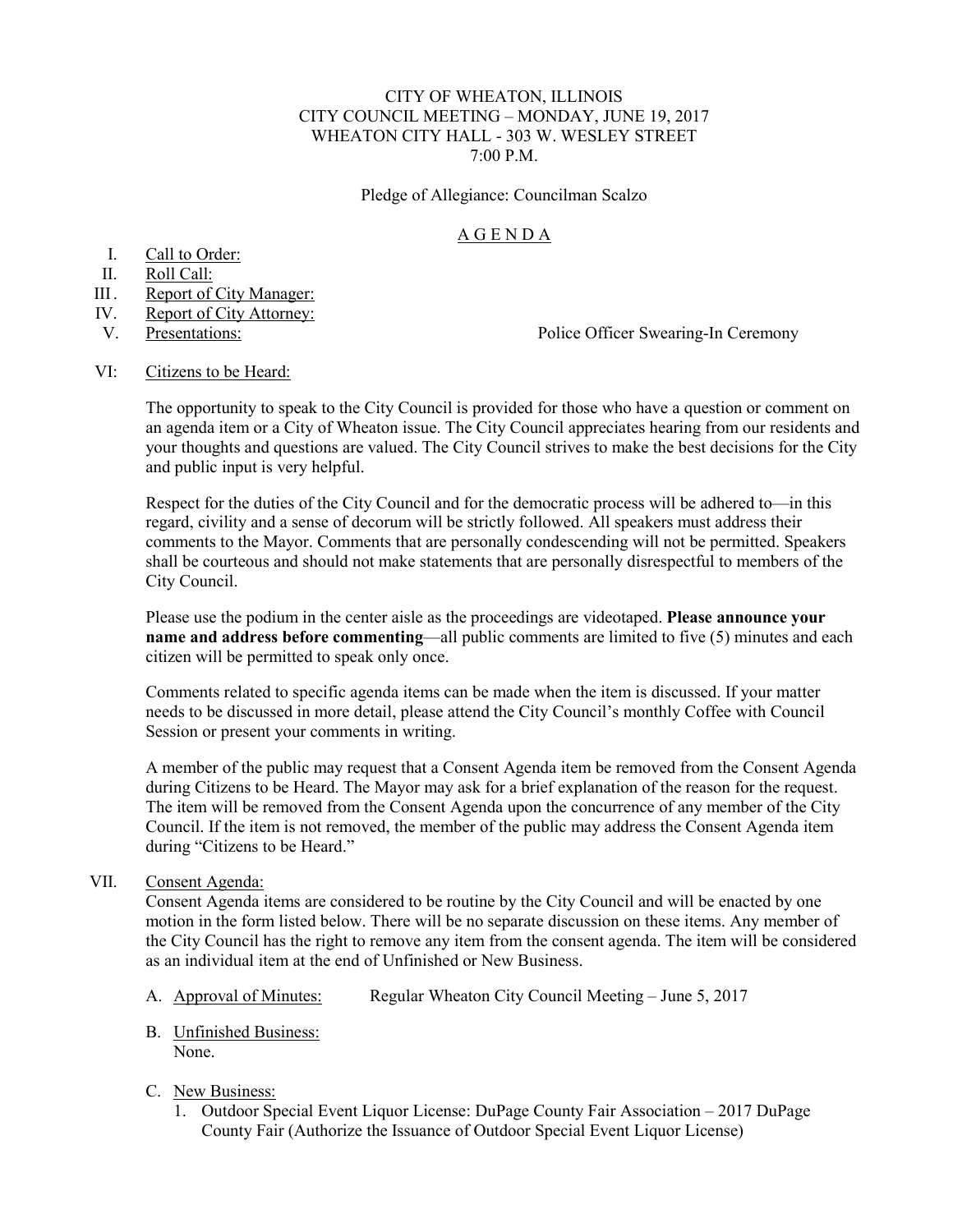CITY OF WHEATON, ILLINOIS
CITY COUNCIL MEETING – MONDAY, JUNE 19, 2017
WHEATON CITY HALL - 303 W. WESLEY STREET
7:00 P.M.

Pledge of Allegiance: Councilman Scalzo

# A G E N D A

I. Call to Order:

II. Roll Call:

III. Report of City Manager:

IV. Report of City Attorney:

V. Presentations: Police Officer Swearing-In Ceremony

VI: Citizens to be Heard:

The opportunity to speak to the City Council is provided for those who have a question or comment on an agenda item or a City of Wheaton issue. The City Council appreciates hearing from our residents and your thoughts and questions are valued. The City Council strives to make the best decisions for the City and public input is very helpful.

Respect for the duties of the City Council and for the democratic process will be adhered to—in this regard, civility and a sense of decorum will be strictly followed. All speakers must address their comments to the Mayor. Comments that are personally condescending will not be permitted. Speakers shall be courteous and should not make statements that are personally disrespectful to members of the City Council.

Please use the podium in the center aisle as the proceedings are videotaped. **Please announce your name and address before commenting**—all public comments are limited to five (5) minutes and each citizen will be permitted to speak only once.

Comments related to specific agenda items can be made when the item is discussed. If your matter needs to be discussed in more detail, please attend the City Council's monthly Coffee with Council Session or present your comments in writing.

A member of the public may request that a Consent Agenda item be removed from the Consent Agenda during Citizens to be Heard. The Mayor may ask for a brief explanation of the reason for the request. The item will be removed from the Consent Agenda upon the concurrence of any member of the City Council. If the item is not removed, the member of the public may address the Consent Agenda item during "Citizens to be Heard."

VII. Consent Agenda:

Consent Agenda items are considered to be routine by the City Council and will be enacted by one motion in the form listed below. There will be no separate discussion on these items. Any member of the City Council has the right to remove any item from the consent agenda. The item will be considered as an individual item at the end of Unfinished or New Business.

A. Approval of Minutes: Regular Wheaton City Council Meeting – June 5, 2017

B. Unfinished Business:
None.

C. New Business:
1. Outdoor Special Event Liquor License: DuPage County Fair Association – 2017 DuPage County Fair (Authorize the Issuance of Outdoor Special Event Liquor License)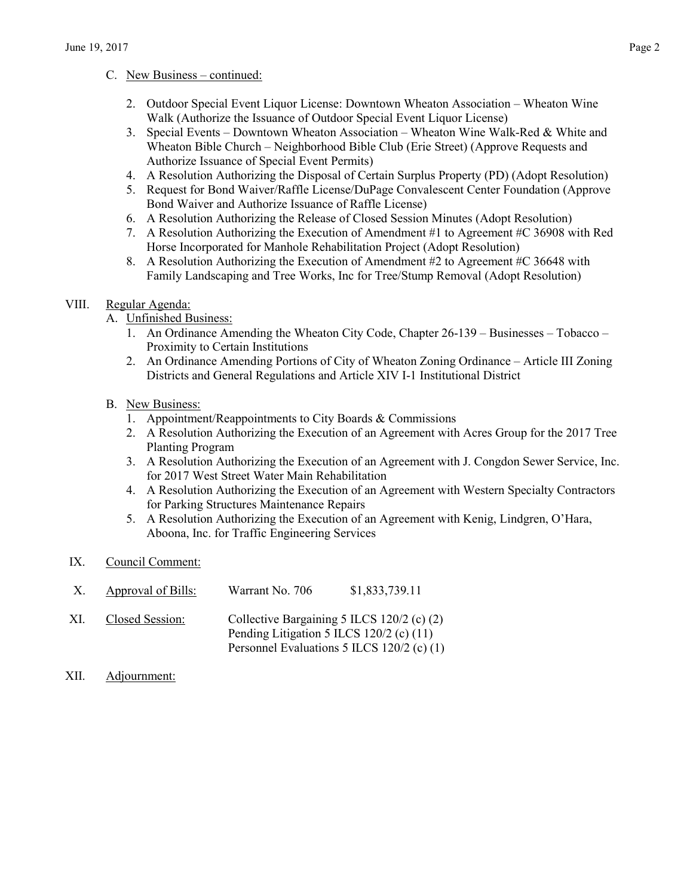C. New Business – continued:

2. Outdoor Special Event Liquor License: Downtown Wheaton Association – Wheaton Wine Walk (Authorize the Issuance of Outdoor Special Event Liquor License)
3. Special Events – Downtown Wheaton Association – Wheaton Wine Walk-Red & White and Wheaton Bible Church – Neighborhood Bible Club (Erie Street) (Approve Requests and Authorize Issuance of Special Event Permits)
4. A Resolution Authorizing the Disposal of Certain Surplus Property (PD) (Adopt Resolution)
5. Request for Bond Waiver/Raffle License/DuPage Convalescent Center Foundation (Approve Bond Waiver and Authorize Issuance of Raffle License)
6. A Resolution Authorizing the Release of Closed Session Minutes (Adopt Resolution)
7. A Resolution Authorizing the Execution of Amendment #1 to Agreement #C 36908 with Red Horse Incorporated for Manhole Rehabilitation Project (Adopt Resolution)
8. A Resolution Authorizing the Execution of Amendment #2 to Agreement #C 36648 with Family Landscaping and Tree Works, Inc for Tree/Stump Removal (Adopt Resolution)

VIII. Regular Agenda:

A. Unfinished Business:

1. An Ordinance Amending the Wheaton City Code, Chapter 26-139 – Businesses – Tobacco – Proximity to Certain Institutions
2. An Ordinance Amending Portions of City of Wheaton Zoning Ordinance – Article III Zoning Districts and General Regulations and Article XIV I-1 Institutional District

B. New Business:

1. Appointment/Reappointments to City Boards & Commissions
2. A Resolution Authorizing the Execution of an Agreement with Acres Group for the 2017 Tree Planting Program
3. A Resolution Authorizing the Execution of an Agreement with J. Congdon Sewer Service, Inc. for 2017 West Street Water Main Rehabilitation
4. A Resolution Authorizing the Execution of an Agreement with Western Specialty Contractors for Parking Structures Maintenance Repairs
5. A Resolution Authorizing the Execution of an Agreement with Kenig, Lindgren, O'Hara, Aboona, Inc. for Traffic Engineering Services

IX. Council Comment:

X. Approval of Bills: Warrant No. 706 $1,833,739.11

XI. Closed Session: Collective Bargaining 5 ILCS 120/2 (c) (2)
Pending Litigation 5 ILCS 120/2 (c) (11)
Personnel Evaluations 5 ILCS 120/2 (c) (1)

XII. Adjournment: